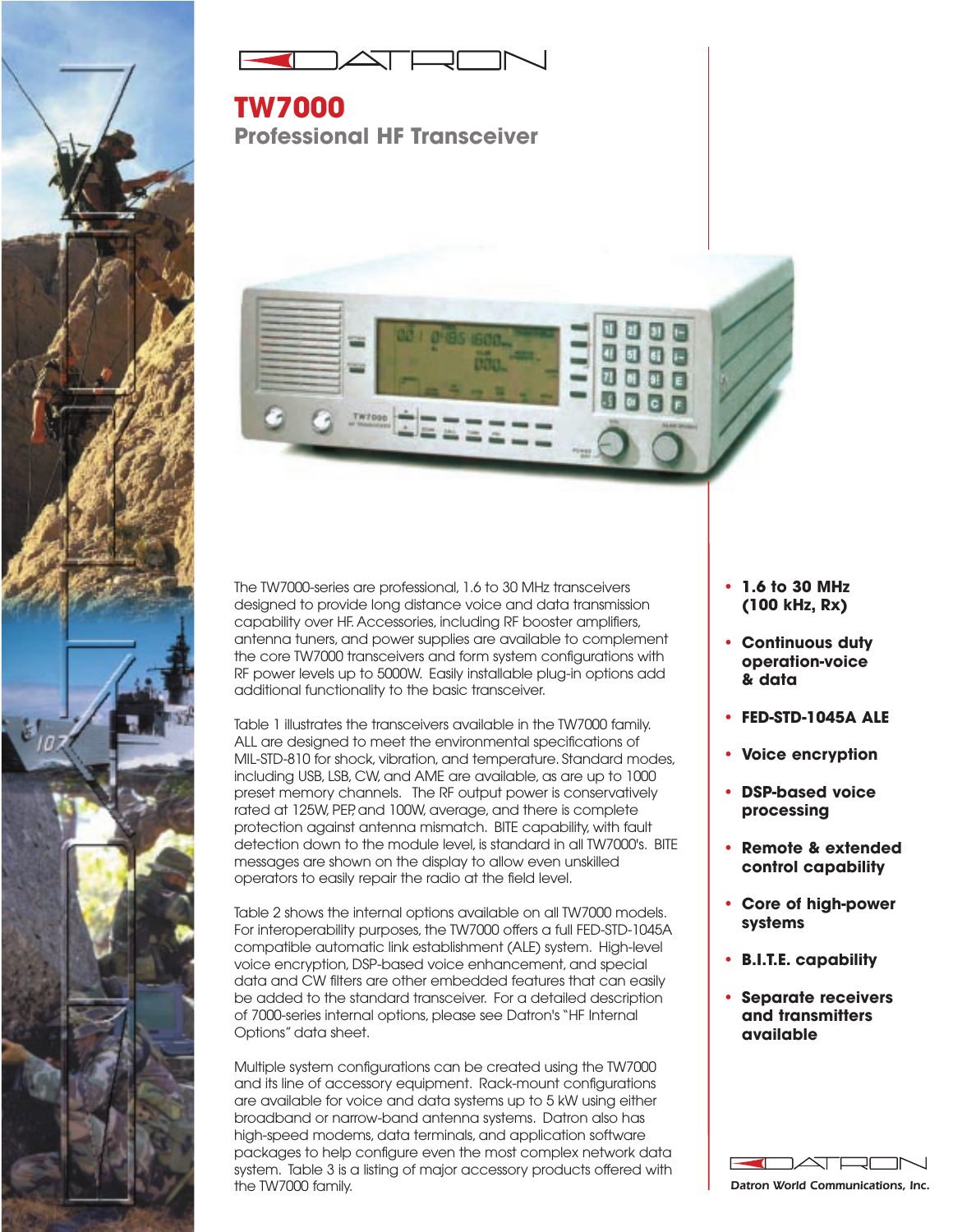DATRON

# TW7000

## Professional HF Transceiver

The TW7000-series are professional, 1.6 to 30 MHz transceivers designed to provide long distance voice and data transmission capability over HF. Accessories, including RF booster amplifiers, antenna tuners, and power supplies are available to complement the core TW7000 transceivers and form system configurations with RF power levels up to 5000W. Easily installable plug-in options add additional functionality to the basic transceiver.

Table 1 illustrates the transceivers available in the TW7000 family. ALL are designed to meet the environmental specifications of MIL-STD-810 for shock, vibration, and temperature. Standard modes, including USB, LSB, CW, and AME are available, as are up to 1000 preset memory channels. The RF output power is conservatively rated at 125W, PEP, and 100W, average, and there is complete protection against antenna mismatch. BITE capability, with fault detection down to the module level, is standard in all TW7000's. BITE messages are shown on the display to allow even unskilled operators to easily repair the radio at the field level.

Table 2 shows the internal options available on all TW7000 models. For interoperability purposes, the TW7000 offers a full FED-STD-1045A compatible automatic link establishment (ALE) system. High-level voice encryption, DSP-based voice enhancement, and special data and CW filters are other embedded features that can easily be added to the standard transceiver. For a detailed description of 7000-series internal options, please see Datron's "HF Internal Options" data sheet.

Multiple system configurations can be created using the TW7000 and its line of accessory equipment. Rack-mount configurations are available for voice and data systems up to 5 kW using either broadband or narrow-band antenna systems. Datron also has high-speed modems, data terminals, and application software packages to help configure even the most complex network data system. Table 3 is a listing of major accessory products offered with the TW7000 family.

- **1.6 to 30 MHz (100 kHz, Rx)**
- **Continuous duty operation-voice & data**
- **FED-STD-1045A ALE**
- **Voice encryption**
- **DSP-based voice processing**
- **Remote & extended control capability**
- **Core of high-power systems**
- **B.I.T.E. capability**
- **Separate receivers and transmitters available**

DATRON

*Datron World Communications, Inc.*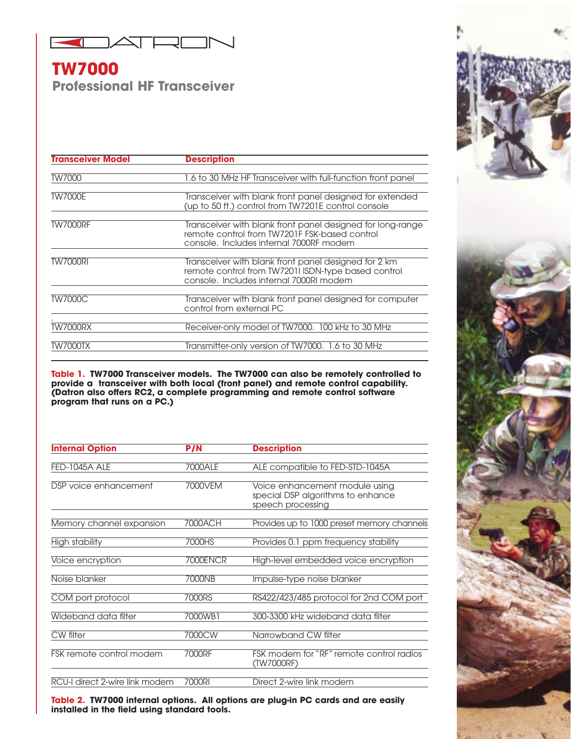DATRON

# TW7000

## Professional HF Transceiver

| Transceiver Model | Description |
|---|---|
| TW7000 | 1.6 to 30 MHz HF Transceiver with full-function front panel |
| TW7000E | Transceiver with blank front panel designed for extended (up to 50 ft.) control from TW7201E control console |
| TW7000RF | Transceiver with blank front panel designed for long-range remote control from TW7201F FSK-based control console. Includes internal 7000RF modem |
| TW7000RI | Transceiver with blank front panel designed for 2 km remote control from TW7201I ISDN-type based control console. Includes internal 7000RI modem |
| TW7000C | Transceiver with blank front panel designed for computer control from external PC |
| TW7000RX | Receiver-only model of TW7000. 100 kHz to 30 MHz |
| TW7000TX | Transmitter-only version of TW7000. 1.6 to 30 MHz |

**Table 1. TW7000 Transceiver models. The TW7000 can also be remotely controlled to provide a transceiver with both local (front panel) and remote control capability. (Datron also offers RC2, a complete programming and remote control software program that runs on a PC.)**

| Internal Option | P/N | Description |
|---|---|---|
| FED-1045A ALE | 7000ALE | ALE compatible to FED-STD-1045A |
| DSP voice enhancement | 7000VEM | Voice enhancement module using special DSP algorithms to enhance speech processing |
| Memory channel expansion | 7000ACH | Provides up to 1000 preset memory channels |
| High stability | 7000HS | Provides 0.1 ppm frequency stability |
| Voice encryption | 7000ENCR | High-level embedded voice encryption |
| Noise blanker | 7000NB | Impulse-type noise blanker |
| COM port protocol | 7000RS | RS422/423/485 protocol for 2nd COM port |
| Wideband data filter | 7000WB1 | 300-3300 kHz wideband data filter |
| CW filter | 7000CW | Narrowband CW filter |
| FSK remote control modem | 7000RF | FSK modem for "RF" remote control radios (TW7000RF) |
| RCU-I direct 2-wire link modem | 7000RI | Direct 2-wire link modem |

**Table 2. TW7000 internal options. All options are plug-in PC cards and are easily installed in the field using standard tools.**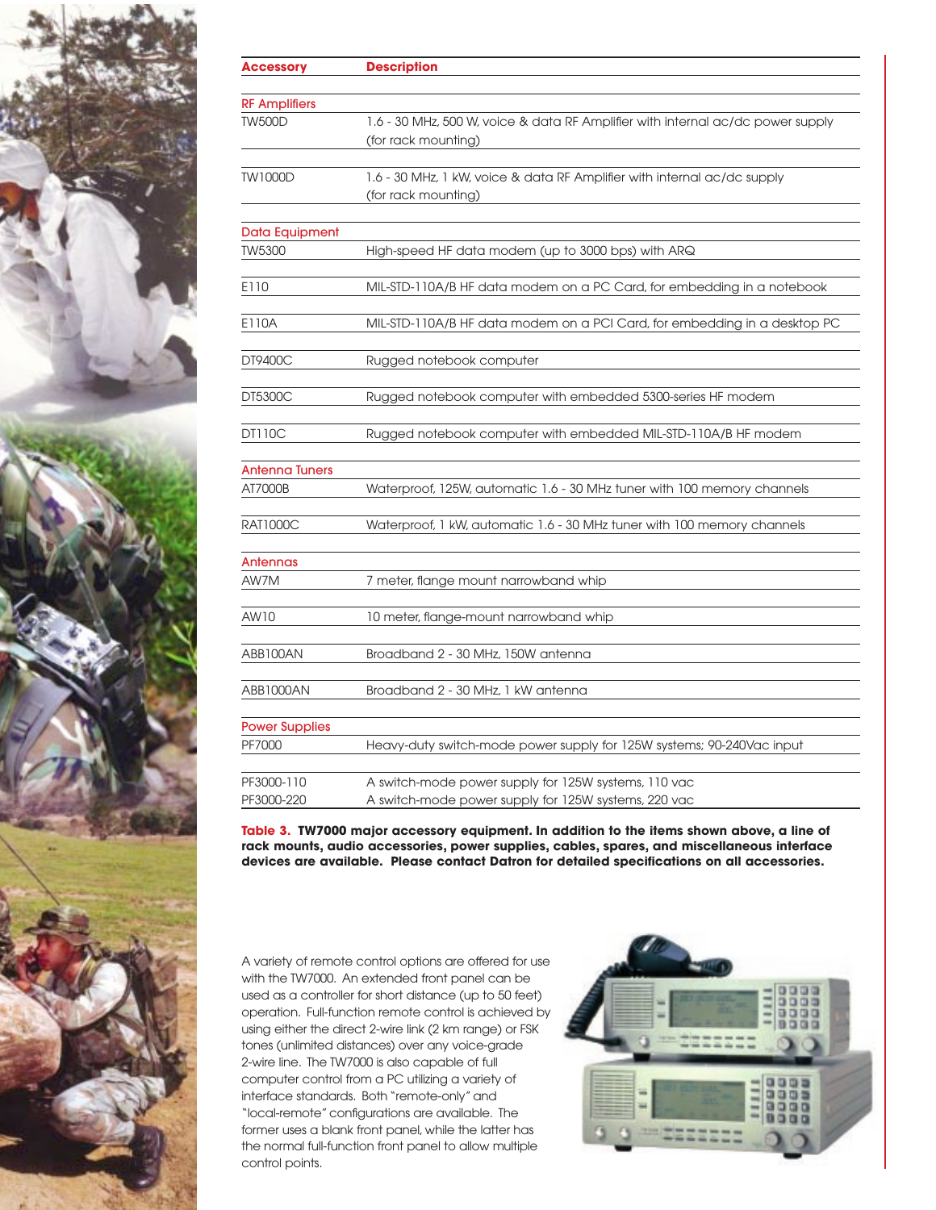| Accessory | Description |
|---|---|
| **RF Amplifiers** | |
| TW500D | 1.6 - 30 MHz, 500 W, voice & data RF Amplifier with internal ac/dc power supply (for rack mounting) |
| TW1000D | 1.6 - 30 MHz, 1 kW, voice & data RF Amplifier with internal ac/dc supply (for rack mounting) |
| **Data Equipment** | |
| TW5300 | High-speed HF data modem (up to 3000 bps) with ARQ |
| E110 | MIL-STD-110A/B HF data modem on a PC Card, for embedding in a notebook |
| E110A | MIL-STD-110A/B HF data modem on a PCI Card, for embedding in a desktop PC |
| DT9400C | Rugged notebook computer |
| DT5300C | Rugged notebook computer with embedded 5300-series HF modem |
| DT110C | Rugged notebook computer with embedded MIL-STD-110A/B HF modem |
| **Antenna Tuners** | |
| AT7000B | Waterproof, 125W, automatic 1.6 - 30 MHz tuner with 100 memory channels |
| RAT1000C | Waterproof, 1 kW, automatic 1.6 - 30 MHz tuner with 100 memory channels |
| **Antennas** | |
| AW7M | 7 meter, flange mount narrowband whip |
| AW10 | 10 meter, flange-mount narrowband whip |
| ABB100AN | Broadband 2 - 30 MHz, 150W antenna |
| ABB1000AN | Broadband 2 - 30 MHz, 1 kW antenna |
| **Power Supplies** | |
| PF7000 | Heavy-duty switch-mode power supply for 125W systems; 90-240Vac input |
| PF3000-110 | A switch-mode power supply for 125W systems, 110 vac |
| PF3000-220 | A switch-mode power supply for 125W systems, 220 vac |

**Table 3. TW7000 major accessory equipment. In addition to the items shown above, a line of rack mounts, audio accessories, power supplies, cables, spares, and miscellaneous interface devices are available. Please contact Datron for detailed specifications on all accessories.**

A variety of remote control options are offered for use with the TW7000. An extended front panel can be used as a controller for short distance (up to 50 feet) operation. Full-function remote control is achieved by using either the direct 2-wire link (2 km range) or FSK tones (unlimited distances) over any voice-grade 2-wire line. The TW7000 is also capable of full computer control from a PC utilizing a variety of interface standards. Both "remote-only" and "local-remote" configurations are available. The former uses a blank front panel, while the latter has the normal full-function front panel to allow multiple control points.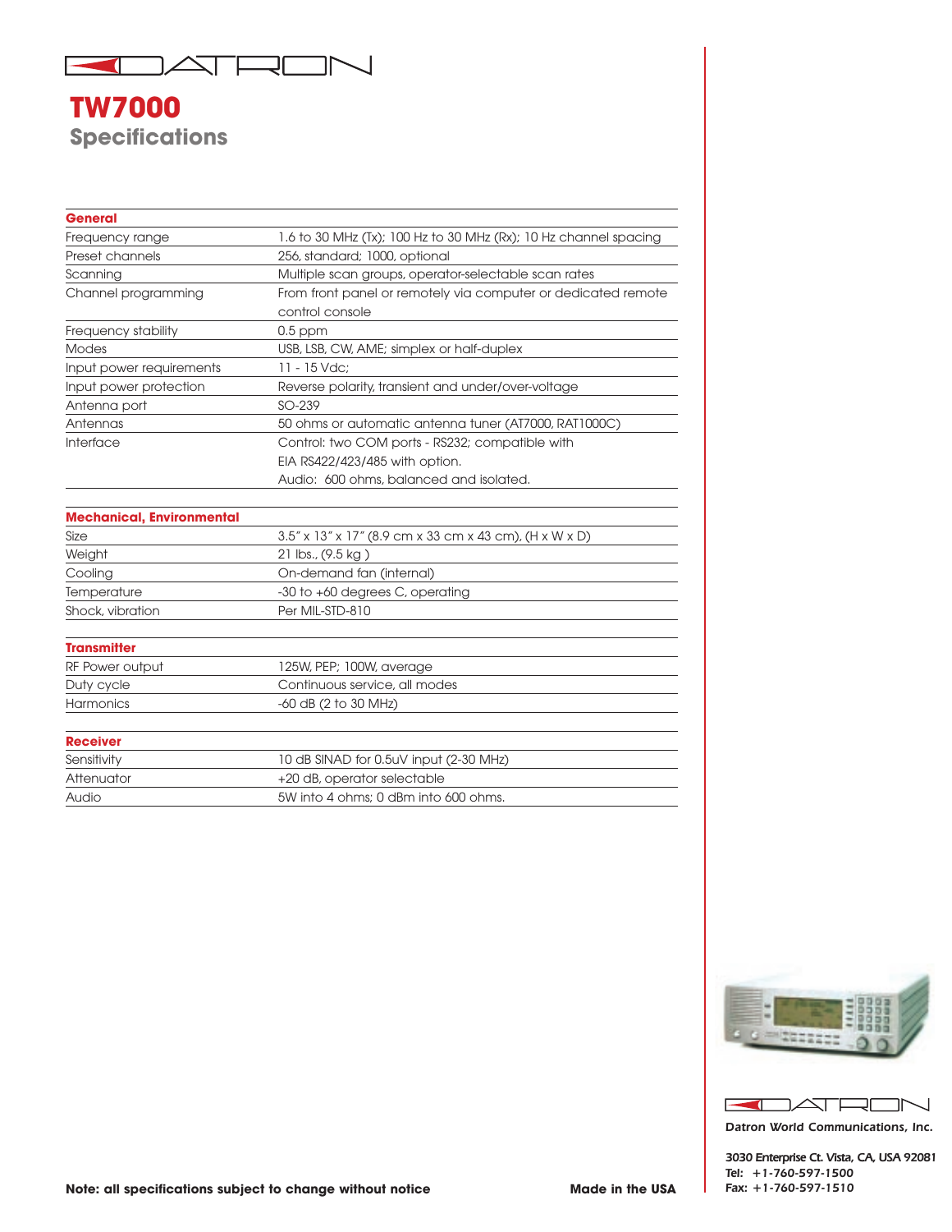DATRON

# TW7000

## Specifications

| General | |
|---|---|
| Frequency range | 1.6 to 30 MHz (Tx); 100 Hz to 30 MHz (Rx); 10 Hz channel spacing |
| Preset channels | 256, standard; 1000, optional |
| Scanning | Multiple scan groups, operator-selectable scan rates |
| Channel programming | From front panel or remotely via computer or dedicated remote control console |
| Frequency stability | 0.5 ppm |
| Modes | USB, LSB, CW, AME; simplex or half-duplex |
| Input power requirements | 11 - 15 Vdc; |
| Input power protection | Reverse polarity, transient and under/over-voltage |
| Antenna port | SO-239 |
| Antennas | 50 ohms or automatic antenna tuner (AT7000, RAT1000C) |
| Interface | Control: two COM ports - RS232; compatible with EIA RS422/423/485 with option.<br>Audio: 600 ohms, balanced and isolated. |

| Mechanical, Environmental | |
|---|---|
| Size | 3.5" x 13" x 17" (8.9 cm x 33 cm x 43 cm), (H x W x D) |
| Weight | 21 lbs., (9.5 kg ) |
| Cooling | On-demand fan (internal) |
| Temperature | -30 to +60 degrees C, operating |
| Shock, vibration | Per MIL-STD-810 |

| Transmitter | |
|---|---|
| RF Power output | 125W, PEP; 100W, average |
| Duty cycle | Continuous service, all modes |
| Harmonics | -60 dB (2 to 30 MHz) |

| Receiver | |
|---|---|
| Sensitivity | 10 dB SINAD for 0.5uV input (2-30 MHz) |
| Attenuator | +20 dB, operator selectable |
| Audio | 5W into 4 ohms; 0 dBm into 600 ohms. |

DATRON

**Datron World Communications, Inc.**

3030 Enterprise Ct. Vista, CA, USA 92081
Tel: +1-760-597-1500
Fax: +1-760-597-1510

**Note: all specifications subject to change without notice**

**Made in the USA**